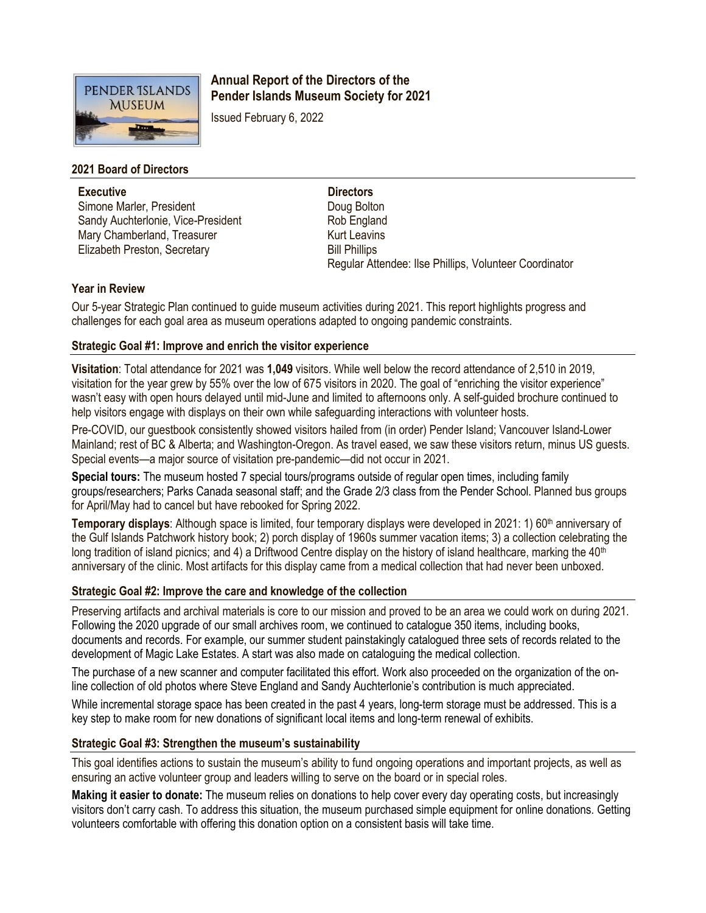# Annual Report of the Directors of the Pender Islands Museum Society for 2021

Issued February 6, 2022

## 2021 Board of Directors

**Executive**
Simone Marler, President
Sandy Auchterlonie, Vice-President
Mary Chamberland, Treasurer
Elizabeth Preston, Secretary

**Directors**
Doug Bolton
Rob England
Kurt Leavins
Bill Phillips
Regular Attendee: Ilse Phillips, Volunteer Coordinator

## Year in Review

Our 5-year Strategic Plan continued to guide museum activities during 2021. This report highlights progress and challenges for each goal area as museum operations adapted to ongoing pandemic constraints.

## Strategic Goal #1: Improve and enrich the visitor experience

**Visitation**: Total attendance for 2021 was **1,049** visitors. While well below the record attendance of 2,510 in 2019, visitation for the year grew by 55% over the low of 675 visitors in 2020. The goal of "enriching the visitor experience" wasn't easy with open hours delayed until mid-June and limited to afternoons only. A self-guided brochure continued to help visitors engage with displays on their own while safeguarding interactions with volunteer hosts.

Pre-COVID, our guestbook consistently showed visitors hailed from (in order) Pender Island; Vancouver Island-Lower Mainland; rest of BC & Alberta; and Washington-Oregon. As travel eased, we saw these visitors return, minus US guests. Special events—a major source of visitation pre-pandemic—did not occur in 2021.

**Special tours:** The museum hosted 7 special tours/programs outside of regular open times, including family groups/researchers; Parks Canada seasonal staff; and the Grade 2/3 class from the Pender School. Planned bus groups for April/May had to cancel but have rebooked for Spring 2022.

**Temporary displays**: Although space is limited, four temporary displays were developed in 2021: 1) 60th anniversary of the Gulf Islands Patchwork history book; 2) porch display of 1960s summer vacation items; 3) a collection celebrating the long tradition of island picnics; and 4) a Driftwood Centre display on the history of island healthcare, marking the 40th anniversary of the clinic. Most artifacts for this display came from a medical collection that had never been unboxed.

## Strategic Goal #2: Improve the care and knowledge of the collection

Preserving artifacts and archival materials is core to our mission and proved to be an area we could work on during 2021. Following the 2020 upgrade of our small archives room, we continued to catalogue 350 items, including books, documents and records. For example, our summer student painstakingly catalogued three sets of records related to the development of Magic Lake Estates. A start was also made on cataloguing the medical collection.

The purchase of a new scanner and computer facilitated this effort. Work also proceeded on the organization of the on-line collection of old photos where Steve England and Sandy Auchterlonie's contribution is much appreciated.

While incremental storage space has been created in the past 4 years, long-term storage must be addressed. This is a key step to make room for new donations of significant local items and long-term renewal of exhibits.

## Strategic Goal #3: Strengthen the museum's sustainability

This goal identifies actions to sustain the museum's ability to fund ongoing operations and important projects, as well as ensuring an active volunteer group and leaders willing to serve on the board or in special roles.

**Making it easier to donate:** The museum relies on donations to help cover every day operating costs, but increasingly visitors don't carry cash. To address this situation, the museum purchased simple equipment for online donations. Getting volunteers comfortable with offering this donation option on a consistent basis will take time.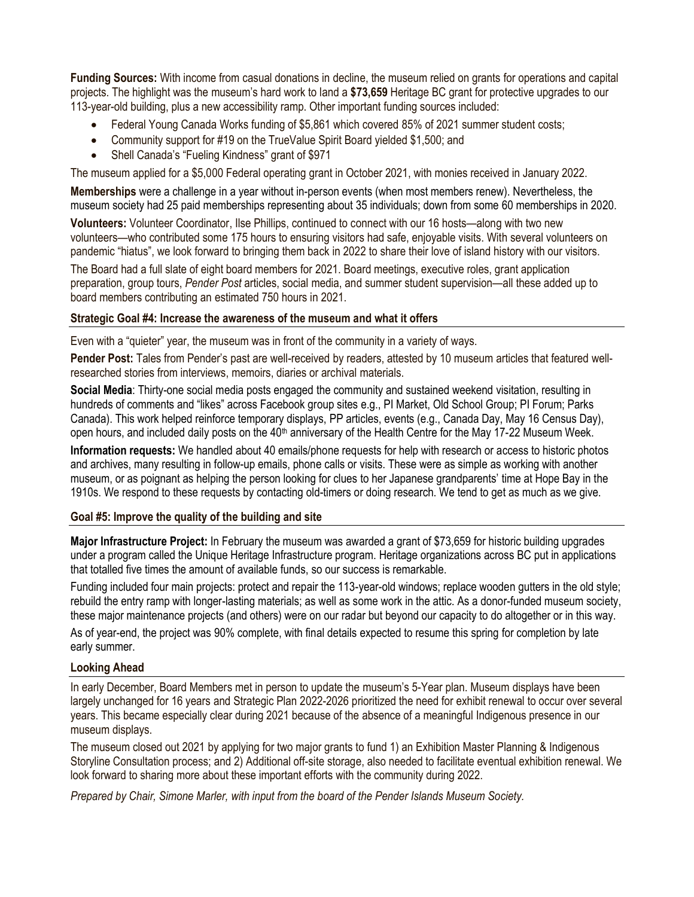**Funding Sources:** With income from casual donations in decline, the museum relied on grants for operations and capital projects. The highlight was the museum's hard work to land a **$73,659** Heritage BC grant for protective upgrades to our 113-year-old building, plus a new accessibility ramp. Other important funding sources included:

- Federal Young Canada Works funding of $5,861 which covered 85% of 2021 summer student costs;
- Community support for #19 on the TrueValue Spirit Board yielded $1,500; and
- Shell Canada's "Fueling Kindness" grant of $971

The museum applied for a $5,000 Federal operating grant in October 2021, with monies received in January 2022.

**Memberships** were a challenge in a year without in-person events (when most members renew). Nevertheless, the museum society had 25 paid memberships representing about 35 individuals; down from some 60 memberships in 2020.

**Volunteers:** Volunteer Coordinator, Ilse Phillips, continued to connect with our 16 hosts—along with two new volunteers—who contributed some 175 hours to ensuring visitors had safe, enjoyable visits. With several volunteers on pandemic "hiatus", we look forward to bringing them back in 2022 to share their love of island history with our visitors.

The Board had a full slate of eight board members for 2021. Board meetings, executive roles, grant application preparation, group tours, *Pender Post* articles, social media, and summer student supervision—all these added up to board members contributing an estimated 750 hours in 2021.

## Strategic Goal #4: Increase the awareness of the museum and what it offers

Even with a "quieter" year, the museum was in front of the community in a variety of ways.

**Pender Post:** Tales from Pender's past are well-received by readers, attested by 10 museum articles that featured well-researched stories from interviews, memoirs, diaries or archival materials.

**Social Media**: Thirty-one social media posts engaged the community and sustained weekend visitation, resulting in hundreds of comments and "likes" across Facebook group sites e.g., PI Market, Old School Group; PI Forum; Parks Canada). This work helped reinforce temporary displays, PP articles, events (e.g., Canada Day, May 16 Census Day), open hours, and included daily posts on the 40th anniversary of the Health Centre for the May 17-22 Museum Week.

**Information requests:** We handled about 40 emails/phone requests for help with research or access to historic photos and archives, many resulting in follow-up emails, phone calls or visits. These were as simple as working with another museum, or as poignant as helping the person looking for clues to her Japanese grandparents' time at Hope Bay in the 1910s. We respond to these requests by contacting old-timers or doing research. We tend to get as much as we give.

## Goal #5: Improve the quality of the building and site

**Major Infrastructure Project:** In February the museum was awarded a grant of $73,659 for historic building upgrades under a program called the Unique Heritage Infrastructure program. Heritage organizations across BC put in applications that totalled five times the amount of available funds, so our success is remarkable.

Funding included four main projects: protect and repair the 113-year-old windows; replace wooden gutters in the old style; rebuild the entry ramp with longer-lasting materials; as well as some work in the attic. As a donor-funded museum society, these major maintenance projects (and others) were on our radar but beyond our capacity to do altogether or in this way.

As of year-end, the project was 90% complete, with final details expected to resume this spring for completion by late early summer.

## Looking Ahead

In early December, Board Members met in person to update the museum's 5-Year plan. Museum displays have been largely unchanged for 16 years and Strategic Plan 2022-2026 prioritized the need for exhibit renewal to occur over several years. This became especially clear during 2021 because of the absence of a meaningful Indigenous presence in our museum displays.

The museum closed out 2021 by applying for two major grants to fund 1) an Exhibition Master Planning & Indigenous Storyline Consultation process; and 2) Additional off-site storage, also needed to facilitate eventual exhibition renewal. We look forward to sharing more about these important efforts with the community during 2022.

*Prepared by Chair, Simone Marler, with input from the board of the Pender Islands Museum Society.*